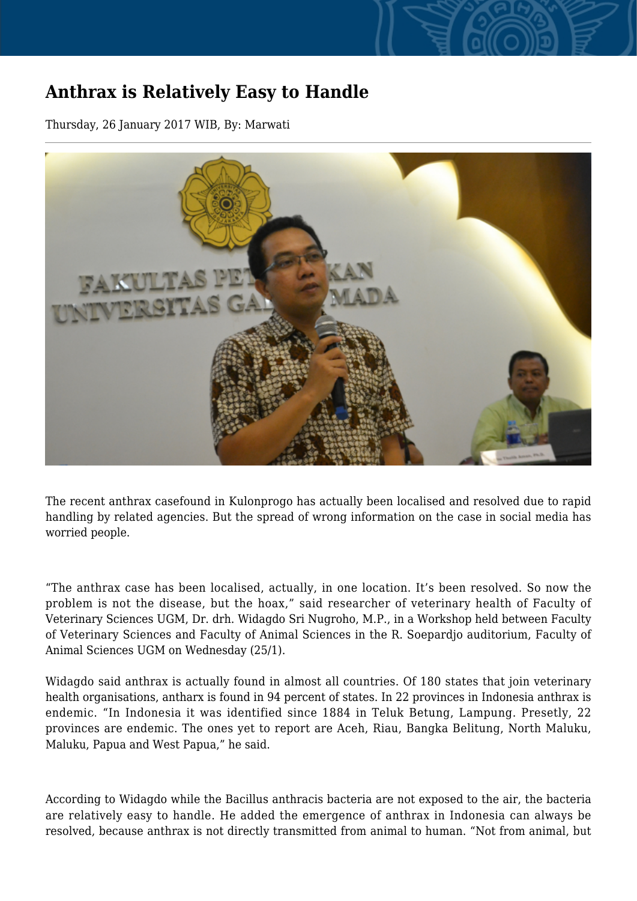# Anthrax is Relatively Easy to Handle

Thursday, 26 January 2017 WIB, By: Marwati

The recent anthrax casefound in Kulonprogo has actually been localised and resolved due to rapid handling by related agencies. But the spread of wrong information on the case in social media has worried people.

“The anthrax case has been localised, actually, in one location. It’s been resolved. So now the problem is not the disease, but the hoax,” said researcher of veterinary health of Faculty of Veterinary Sciences UGM, Dr. drh. Widagdo Sri Nugroho, M.P., in a Workshop held between Faculty of Veterinary Sciences and Faculty of Animal Sciences in the R. Soepardjo auditorium, Faculty of Animal Sciences UGM on Wednesday (25/1).

Widagdo said anthrax is actually found in almost all countries. Of 180 states that join veterinary health organisations, antharx is found in 94 percent of states. In 22 provinces in Indonesia anthrax is endemic. “In Indonesia it was identified since 1884 in Teluk Betung, Lampung. Presetly, 22 provinces are endemic. The ones yet to report are Aceh, Riau, Bangka Belitung, North Maluku, Maluku, Papua and West Papua,” he said.

According to Widagdo while the Bacillus anthracis bacteria are not exposed to the air, the bacteria are relatively easy to handle. He added the emergence of anthrax in Indonesia can always be resolved, because anthrax is not directly transmitted from animal to human. “Not from animal, but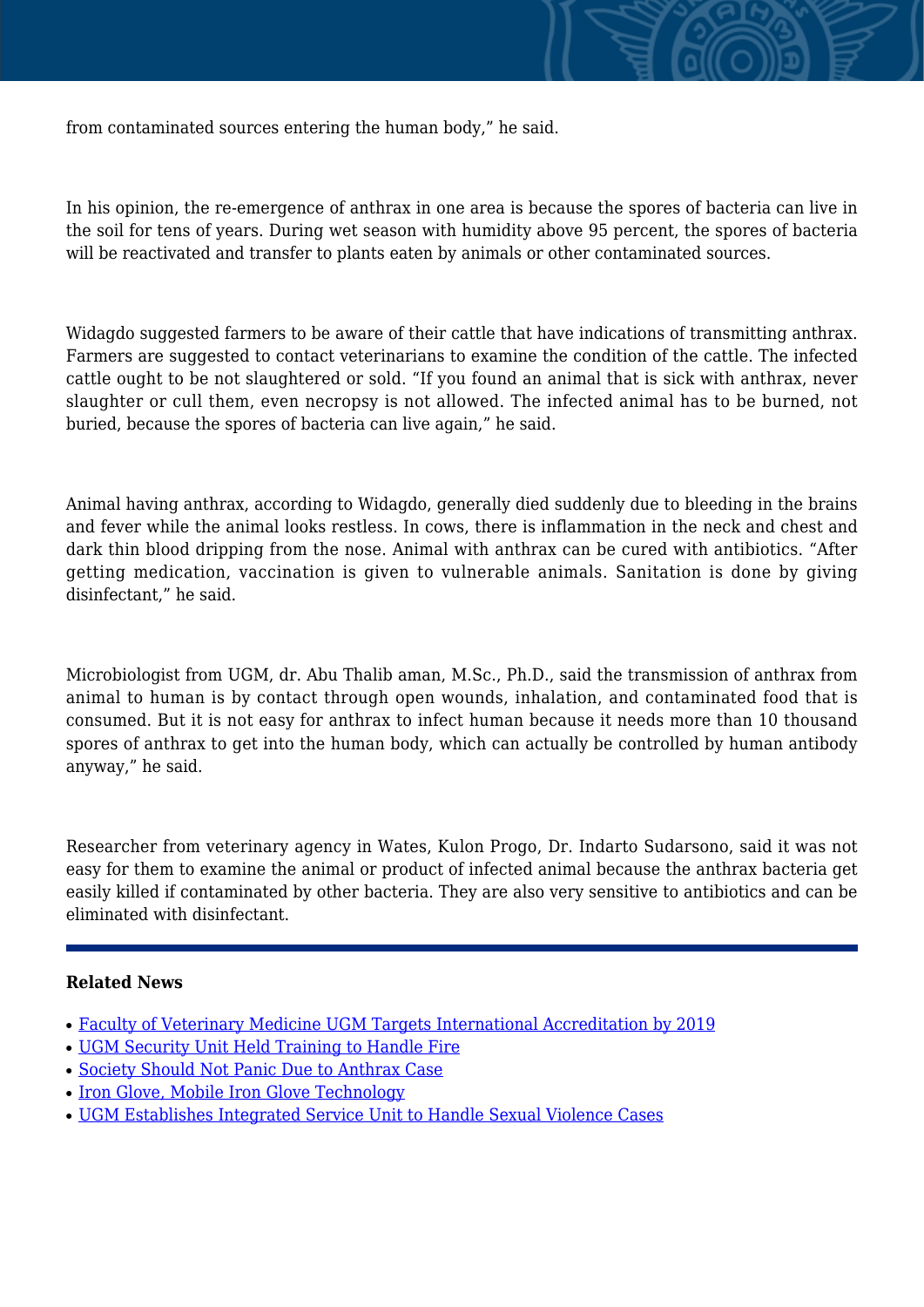from contaminated sources entering the human body," he said.

In his opinion, the re-emergence of anthrax in one area is because the spores of bacteria can live in the soil for tens of years. During wet season with humidity above 95 percent, the spores of bacteria will be reactivated and transfer to plants eaten by animals or other contaminated sources.

Widagdo suggested farmers to be aware of their cattle that have indications of transmitting anthrax. Farmers are suggested to contact veterinarians to examine the condition of the cattle. The infected cattle ought to be not slaughtered or sold. "If you found an animal that is sick with anthrax, never slaughter or cull them, even necropsy is not allowed. The infected animal has to be burned, not buried, because the spores of bacteria can live again," he said.

Animal having anthrax, according to Widagdo, generally died suddenly due to bleeding in the brains and fever while the animal looks restless. In cows, there is inflammation in the neck and chest and dark thin blood dripping from the nose. Animal with anthrax can be cured with antibiotics. "After getting medication, vaccination is given to vulnerable animals. Sanitation is done by giving disinfectant," he said.

Microbiologist from UGM, dr. Abu Thalib aman, M.Sc., Ph.D., said the transmission of anthrax from animal to human is by contact through open wounds, inhalation, and contaminated food that is consumed. But it is not easy for anthrax to infect human because it needs more than 10 thousand spores of anthrax to get into the human body, which can actually be controlled by human antibody anyway," he said.

Researcher from veterinary agency in Wates, Kulon Progo, Dr. Indarto Sudarsono, said it was not easy for them to examine the animal or product of infected animal because the anthrax bacteria get easily killed if contaminated by other bacteria. They are also very sensitive to antibiotics and can be eliminated with disinfectant.

---

**Related News**

- Faculty of Veterinary Medicine UGM Targets International Accreditation by 2019
- UGM Security Unit Held Training to Handle Fire
- Society Should Not Panic Due to Anthrax Case
- Iron Glove, Mobile Iron Glove Technology
- UGM Establishes Integrated Service Unit to Handle Sexual Violence Cases